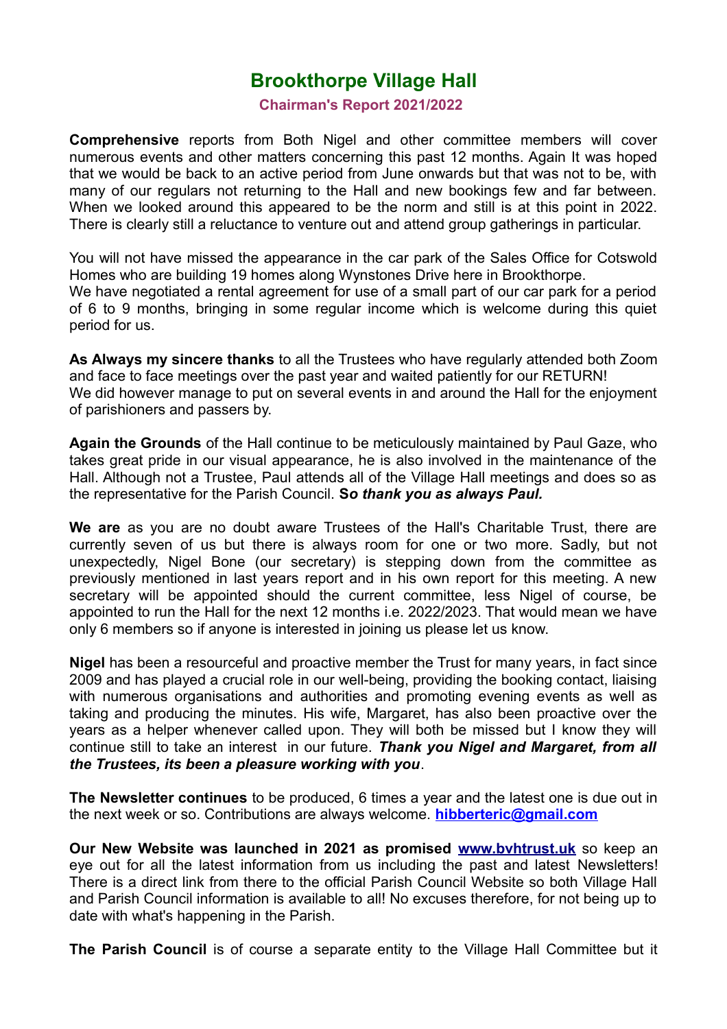# Brookthorpe Village Hall

## Chairman's Report 2021/2022

**Comprehensive** reports from Both Nigel and other committee members will cover numerous events and other matters concerning this past 12 months. Again It was hoped that we would be back to an active period from June onwards but that was not to be, with many of our regulars not returning to the Hall and new bookings few and far between. When we looked around this appeared to be the norm and still is at this point in 2022. There is clearly still a reluctance to venture out and attend group gatherings in particular.

You will not have missed the appearance in the car park of the Sales Office for Cotswold Homes who are building 19 homes along Wynstones Drive here in Brookthorpe.
We have negotiated a rental agreement for use of a small part of our car park for a period of 6 to 9 months, bringing in some regular income which is welcome during this quiet period for us.

**As Always my sincere thanks** to all the Trustees who have regularly attended both Zoom and face to face meetings over the past year and waited patiently for our RETURN!
We did however manage to put on several events in and around the Hall for the enjoyment of parishioners and passers by.

**Again the Grounds** of the Hall continue to be meticulously maintained by Paul Gaze, who takes great pride in our visual appearance, he is also involved in the maintenance of the Hall. Although not a Trustee, Paul attends all of the Village Hall meetings and does so as the representative for the Parish Council. **S*o thank you as always Paul.***

**We are** as you are no doubt aware Trustees of the Hall's Charitable Trust, there are currently seven of us but there is always room for one or two more. Sadly, but not unexpectedly, Nigel Bone (our secretary) is stepping down from the committee as previously mentioned in last years report and in his own report for this meeting. A new secretary will be appointed should the current committee, less Nigel of course, be appointed to run the Hall for the next 12 months i.e. 2022/2023. That would mean we have only 6 members so if anyone is interested in joining us please let us know.

**Nigel** has been a resourceful and proactive member the Trust for many years, in fact since 2009 and has played a crucial role in our well-being, providing the booking contact, liaising with numerous organisations and authorities and promoting evening events as well as taking and producing the minutes. His wife, Margaret, has also been proactive over the years as a helper whenever called upon. They will both be missed but I know they will continue still to take an interest in our future. ***Thank you Nigel and Margaret, from all the Trustees, its been a pleasure working with you***.

**The Newsletter continues** to be produced, 6 times a year and the latest one is due out in the next week or so. Contributions are always welcome. **[hibberteric@gmail.com](mailto:hibberteric@gmail.com)**

**Our New Website was launched in 2021 as promised [www.bvhtrust.uk](http://www.bvhtrust.uk)** so keep an eye out for all the latest information from us including the past and latest Newsletters! There is a direct link from there to the official Parish Council Website so both Village Hall and Parish Council information is available to all! No excuses therefore, for not being up to date with what's happening in the Parish.

**The Parish Council** is of course a separate entity to the Village Hall Committee but it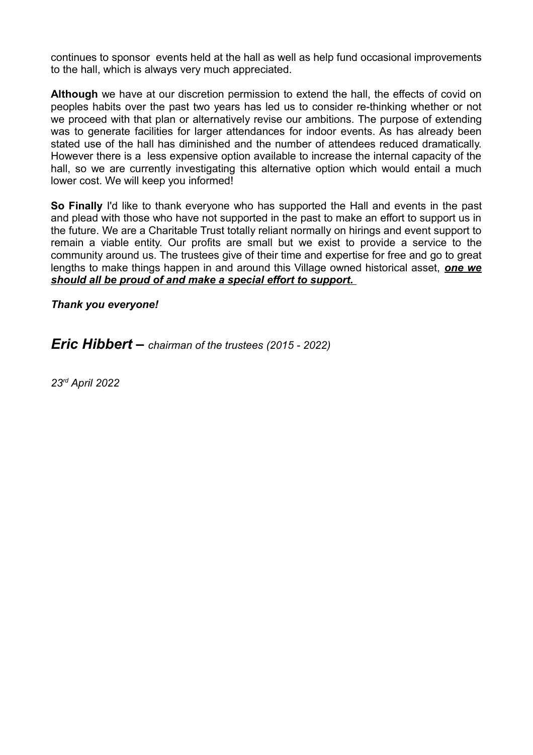continues to sponsor events held at the hall as well as help fund occasional improvements to the hall, which is always very much appreciated.

**Although** we have at our discretion permission to extend the hall, the effects of covid on peoples habits over the past two years has led us to consider re-thinking whether or not we proceed with that plan or alternatively revise our ambitions. The purpose of extending was to generate facilities for larger attendances for indoor events. As has already been stated use of the hall has diminished and the number of attendees reduced dramatically. However there is a less expensive option available to increase the internal capacity of the hall, so we are currently investigating this alternative option which would entail a much lower cost. We will keep you informed!

**So Finally** I'd like to thank everyone who has supported the Hall and events in the past and plead with those who have not supported in the past to make an effort to support us in the future. We are a Charitable Trust totally reliant normally on hirings and event support to remain a viable entity. Our profits are small but we exist to provide a service to the community around us. The trustees give of their time and expertise for free and go to great lengths to make things happen in and around this Village owned historical asset, ***one we should all be proud of and make a special effort to support.***

***Thank you everyone!***

***Eric Hibbert –*** *chairman of the trustees (2015 - 2022)*

*23rd April 2022*